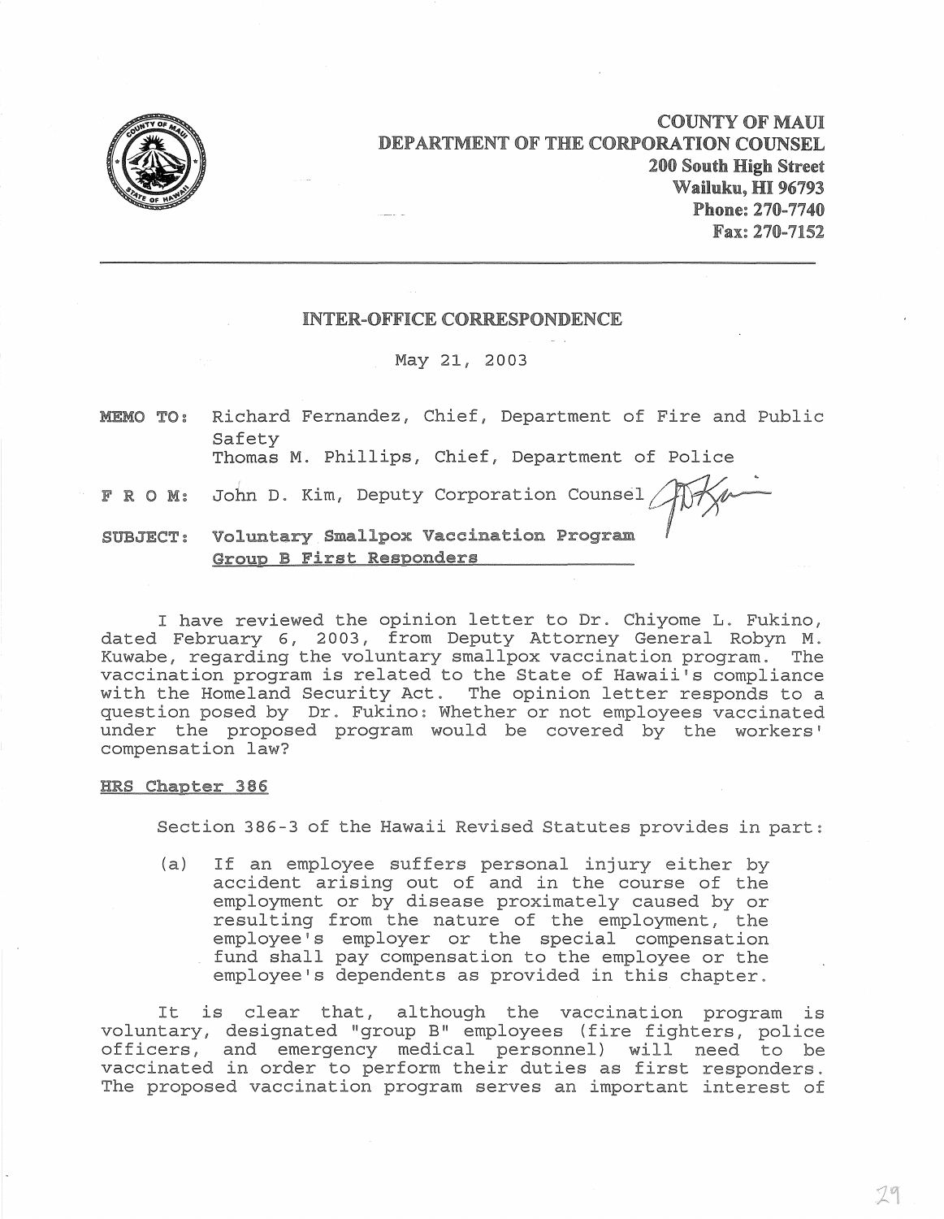**COUNTY OF MAUI**
**DEPARTMENT OF THE CORPORATION COUNSEL**
**200 South High Street**
**Wailuku, HI 96793**
**Phone: 270-7740**
**Fax: 270-7152**

---

## INTER-OFFICE CORRESPONDENCE

May 21, 2003

**MEMO TO:** Richard Fernandez, Chief, Department of Fire and Public Safety
Thomas M. Phillips, Chief, Department of Police

**F R O M:** John D. Kim, Deputy Corporation Counsel

**SUBJECT:** **Voluntary Smallpox Vaccination Program**
**Group B First Responders**

I have reviewed the opinion letter to Dr. Chiyome L. Fukino, dated February 6, 2003, from Deputy Attorney General Robyn M. Kuwabe, regarding the voluntary smallpox vaccination program. The vaccination program is related to the State of Hawaii's compliance with the Homeland Security Act. The opinion letter responds to a question posed by Dr. Fukino: Whether or not employees vaccinated under the proposed program would be covered by the workers' compensation law?

<u>HRS Chapter 386</u>

Section 386-3 of the Hawaii Revised Statutes provides in part:

> (a) If an employee suffers personal injury either by accident arising out of and in the course of the employment or by disease proximately caused by or resulting from the nature of the employment, the employee's employer or the special compensation fund shall pay compensation to the employee or the employee's dependents as provided in this chapter.

It is clear that, although the vaccination program is voluntary, designated "group B" employees (fire fighters, police officers, and emergency medical personnel) will need to be vaccinated in order to perform their duties as first responders. The proposed vaccination program serves an important interest of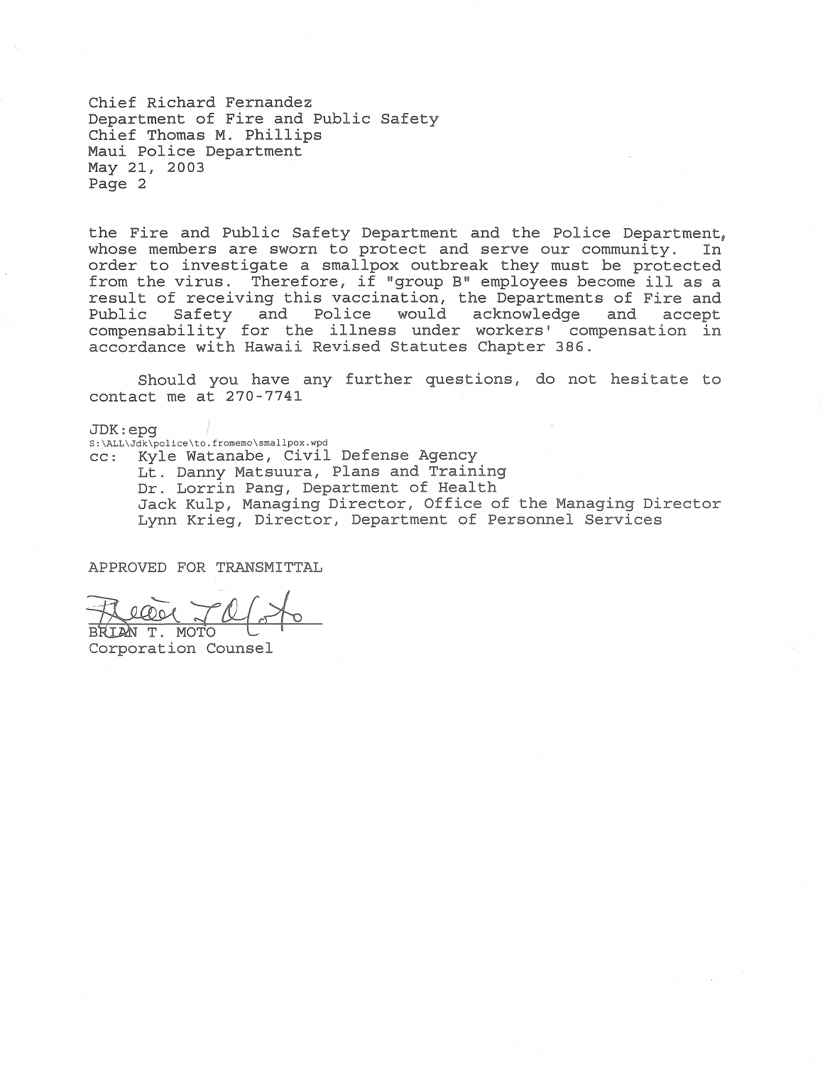Chief Richard Fernandez
Department of Fire and Public Safety
Chief Thomas M. Phillips
Maui Police Department
May 21, 2003
Page 2

the Fire and Public Safety Department and the Police Department, whose members are sworn to protect and serve our community. In order to investigate a smallpox outbreak they must be protected from the virus. Therefore, if "group B" employees become ill as a result of receiving this vaccination, the Departments of Fire and Public Safety and Police would acknowledge and accept compensability for the illness under workers' compensation in accordance with Hawaii Revised Statutes Chapter 386.

Should you have any further questions, do not hesitate to contact me at 270-7741

JDK:epg
S:\ALL\Jdk\police\to.fromemo\smallpox.wpd

cc: Kyle Watanabe, Civil Defense Agency
Lt. Danny Matsuura, Plans and Training
Dr. Lorrin Pang, Department of Health
Jack Kulp, Managing Director, Office of the Managing Director
Lynn Krieg, Director, Department of Personnel Services

APPROVED FOR TRANSMITTAL

BRIAN T. MOTO
Corporation Counsel